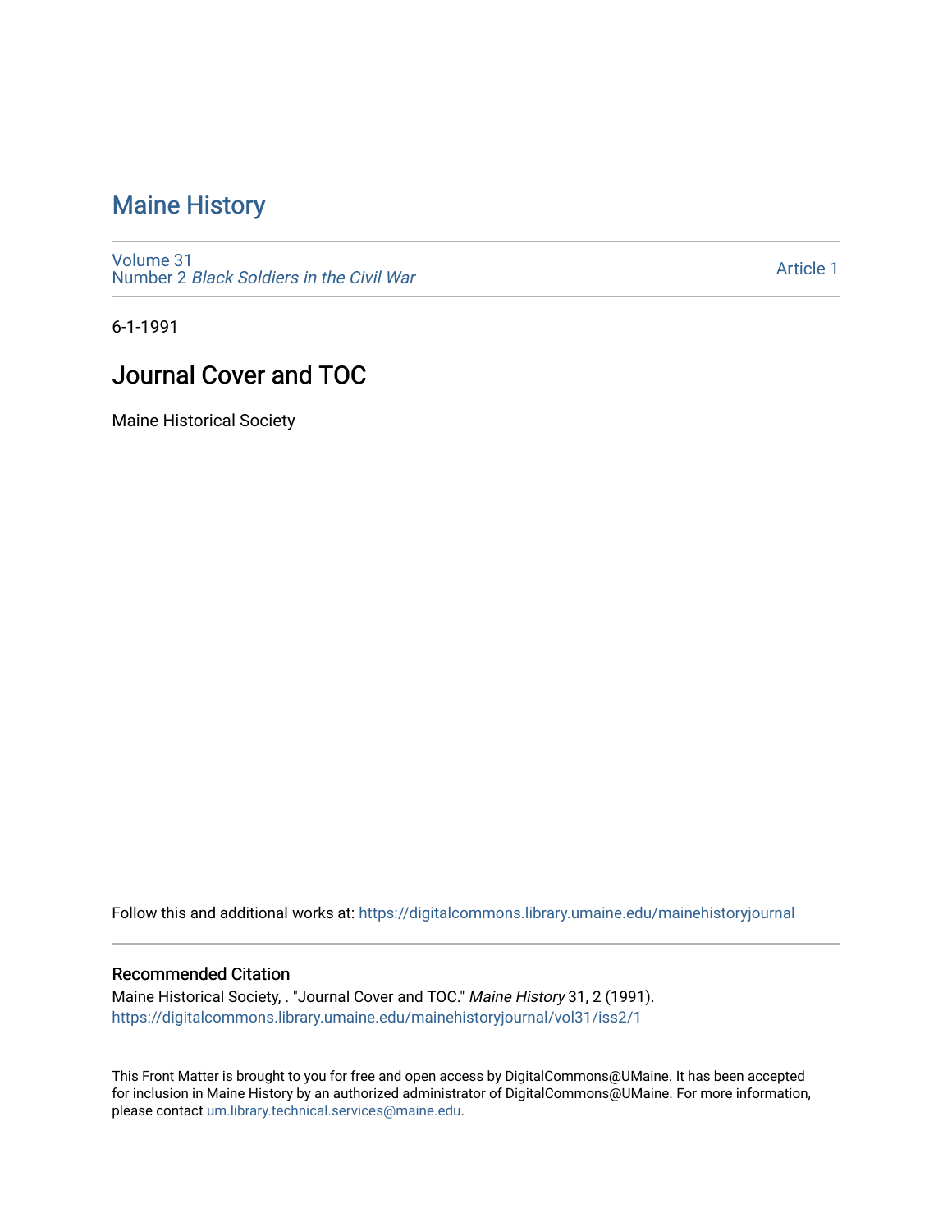# Maine History

Volume 31
Number 2 *Black Soldiers in the Civil War*

Article 1

6-1-1991

## Journal Cover and TOC

Maine Historical Society

Follow this and additional works at: https://digitalcommons.library.umaine.edu/mainehistoryjournal

### Recommended Citation

Maine Historical Society, . "Journal Cover and TOC." *Maine History* 31, 2 (1991).
https://digitalcommons.library.umaine.edu/mainehistoryjournal/vol31/iss2/1

This Front Matter is brought to you for free and open access by DigitalCommons@UMaine. It has been accepted for inclusion in Maine History by an authorized administrator of DigitalCommons@UMaine. For more information, please contact um.library.technical.services@maine.edu.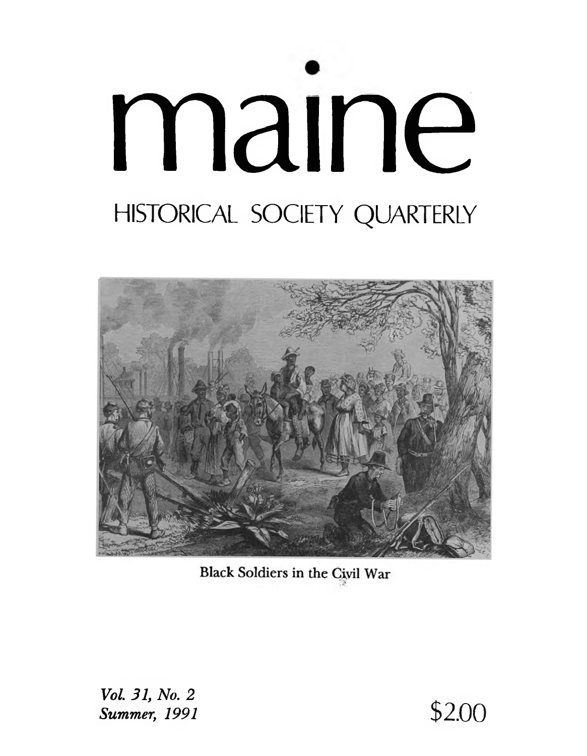# maine

## HISTORICAL SOCIETY QUARTERLY

Black Soldiers in the Civil War

*Vol. 31, No. 2*
*Summer, 1991*

$2.00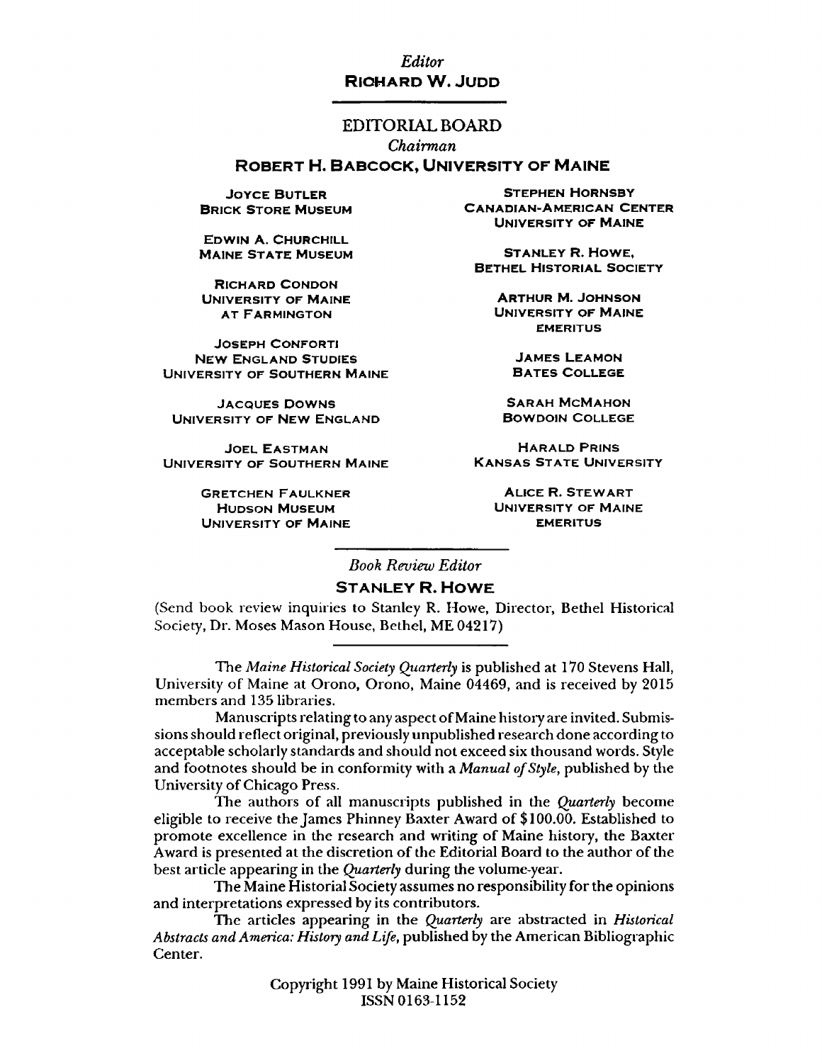*Editor*

**RICHARD W. JUDD**

## EDITORIAL BOARD

*Chairman*

**ROBERT H. BABCOCK, UNIVERSITY OF MAINE**

JOYCE BUTLER
BRICK STORE MUSEUM

EDWIN A. CHURCHILL
MAINE STATE MUSEUM

RICHARD CONDON
UNIVERSITY OF MAINE
AT FARMINGTON

JOSEPH CONFORTI
NEW ENGLAND STUDIES
UNIVERSITY OF SOUTHERN MAINE

JACQUES DOWNS
UNIVERSITY OF NEW ENGLAND

JOEL EASTMAN
UNIVERSITY OF SOUTHERN MAINE

GRETCHEN FAULKNER
HUDSON MUSEUM
UNIVERSITY OF MAINE

STEPHEN HORNSBY
CANADIAN-AMERICAN CENTER
UNIVERSITY OF MAINE

STANLEY R. HOWE,
BETHEL HISTORIAL SOCIETY

ARTHUR M. JOHNSON
UNIVERSITY OF MAINE
EMERITUS

JAMES LEAMON
BATES COLLEGE

SARAH MCMAHON
BOWDOIN COLLEGE

HARALD PRINS
KANSAS STATE UNIVERSITY

ALICE R. STEWART
UNIVERSITY OF MAINE
EMERITUS

*Book Review Editor*

**STANLEY R. HOWE**

(Send book review inquiries to Stanley R. Howe, Director, Bethel Historical Society, Dr. Moses Mason House, Bethel, ME 04217)

The *Maine Historical Society Quarterly* is published at 170 Stevens Hall, University of Maine at Orono, Orono, Maine 04469, and is received by 2015 members and 135 libraries.

Manuscripts relating to any aspect of Maine history are invited. Submissions should reflect original, previously unpublished research done according to acceptable scholarly standards and should not exceed six thousand words. Style and footnotes should be in conformity with a *Manual of Style*, published by the University of Chicago Press.

The authors of all manuscripts published in the *Quarterly* become eligible to receive the James Phinney Baxter Award of $100.00. Established to promote excellence in the research and writing of Maine history, the Baxter Award is presented at the discretion of the Editorial Board to the author of the best article appearing in the *Quarterly* during the volume-year.

The Maine Historial Society assumes no responsibility for the opinions and interpretations expressed by its contributors.

The articles appearing in the *Quarterly* are abstracted in *Historical Abstracts and America: History and Life*, published by the American Bibliographic Center.

Copyright 1991 by Maine Historical Society
ISSN 0163-1152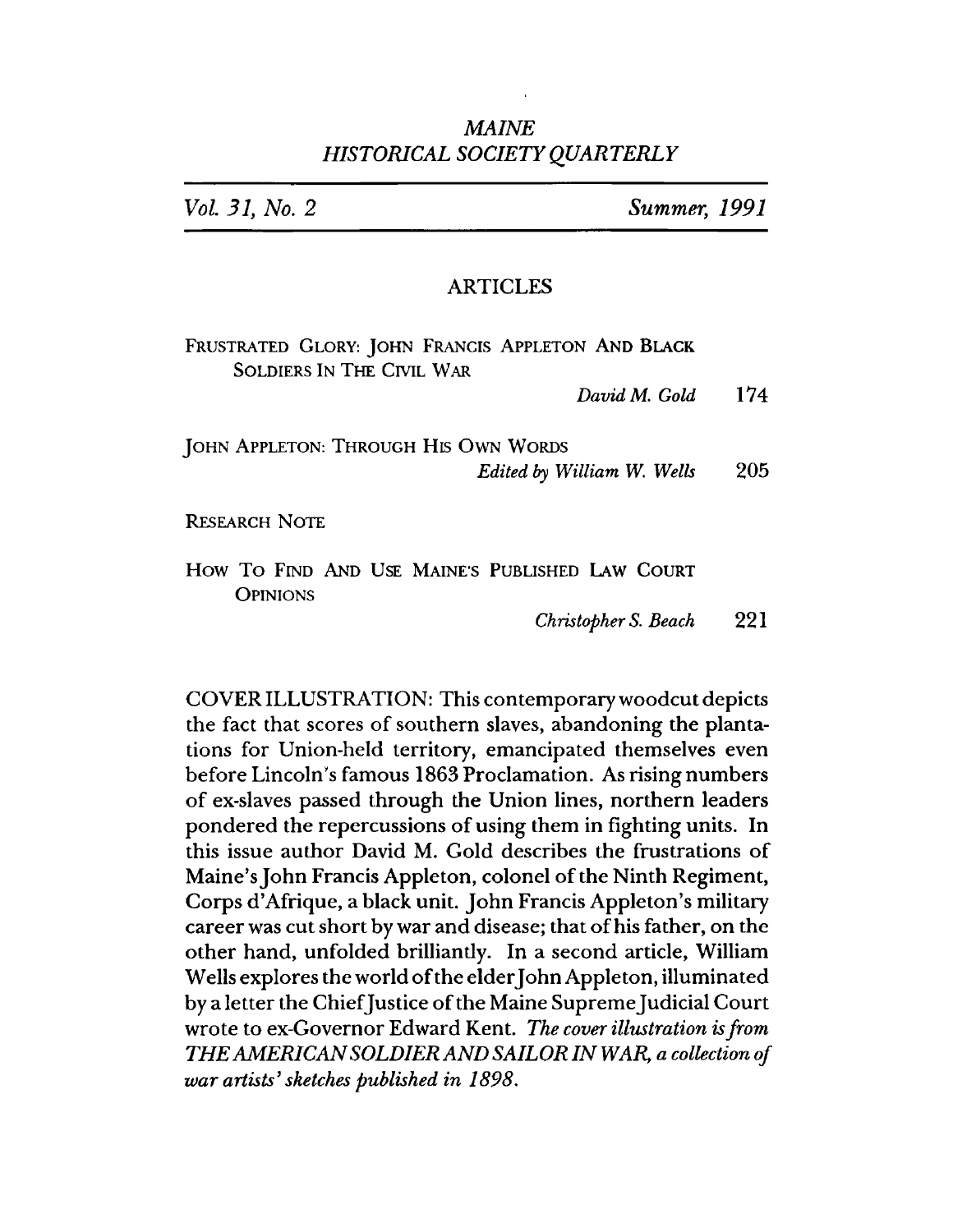# *MAINE HISTORICAL SOCIETY QUARTERLY*

*Vol. 31, No. 2* *Summer, 1991*

## ARTICLES

FRUSTRATED GLORY: JOHN FRANCIS APPLETON AND BLACK SOLDIERS IN THE CIVIL WAR
*David M. Gold* 174

JOHN APPLETON: THROUGH HIS OWN WORDS
*Edited by William W. Wells* 205

RESEARCH NOTE

HOW TO FIND AND USE MAINE'S PUBLISHED LAW COURT OPINIONS
*Christopher S. Beach* 221

COVER ILLUSTRATION: This contemporary woodcut depicts the fact that scores of southern slaves, abandoning the plantations for Union-held territory, emancipated themselves even before Lincoln's famous 1863 Proclamation. As rising numbers of ex-slaves passed through the Union lines, northern leaders pondered the repercussions of using them in fighting units. In this issue author David M. Gold describes the frustrations of Maine's John Francis Appleton, colonel of the Ninth Regiment, Corps d'Afrique, a black unit. John Francis Appleton's military career was cut short by war and disease; that of his father, on the other hand, unfolded brilliantly. In a second article, William Wells explores the world of the elder John Appleton, illuminated by a letter the Chief Justice of the Maine Supreme Judicial Court wrote to ex-Governor Edward Kent. *The cover illustration is from THE AMERICAN SOLDIER AND SAILOR IN WAR, a collection of war artists' sketches published in 1898.*